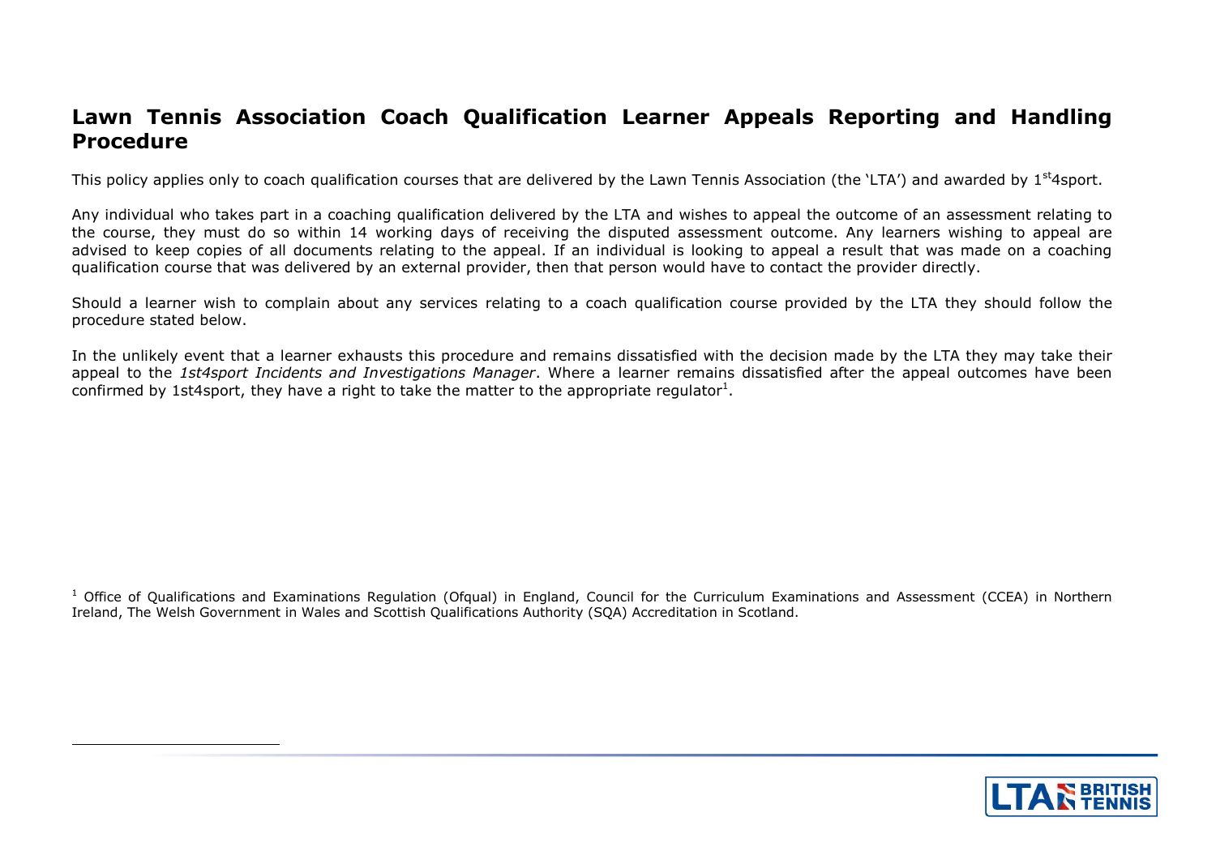# Lawn Tennis Association Coach Qualification Learner Appeals Reporting and Handling Procedure

This policy applies only to coach qualification courses that are delivered by the Lawn Tennis Association (the 'LTA') and awarded by 1st4sport.

Any individual who takes part in a coaching qualification delivered by the LTA and wishes to appeal the outcome of an assessment relating to the course, they must do so within 14 working days of receiving the disputed assessment outcome. Any learners wishing to appeal are advised to keep copies of all documents relating to the appeal. If an individual is looking to appeal a result that was made on a coaching qualification course that was delivered by an external provider, then that person would have to contact the provider directly.

Should a learner wish to complain about any services relating to a coach qualification course provided by the LTA they should follow the procedure stated below.

In the unlikely event that a learner exhausts this procedure and remains dissatisfied with the decision made by the LTA they may take their appeal to the *1st4sport Incidents and Investigations Manager*. Where a learner remains dissatisfied after the appeal outcomes have been confirmed by 1st4sport, they have a right to take the matter to the appropriate regulator[1].

[1] Office of Qualifications and Examinations Regulation (Ofqual) in England, Council for the Curriculum Examinations and Assessment (CCEA) in Northern Ireland, The Welsh Government in Wales and Scottish Qualifications Authority (SQA) Accreditation in Scotland.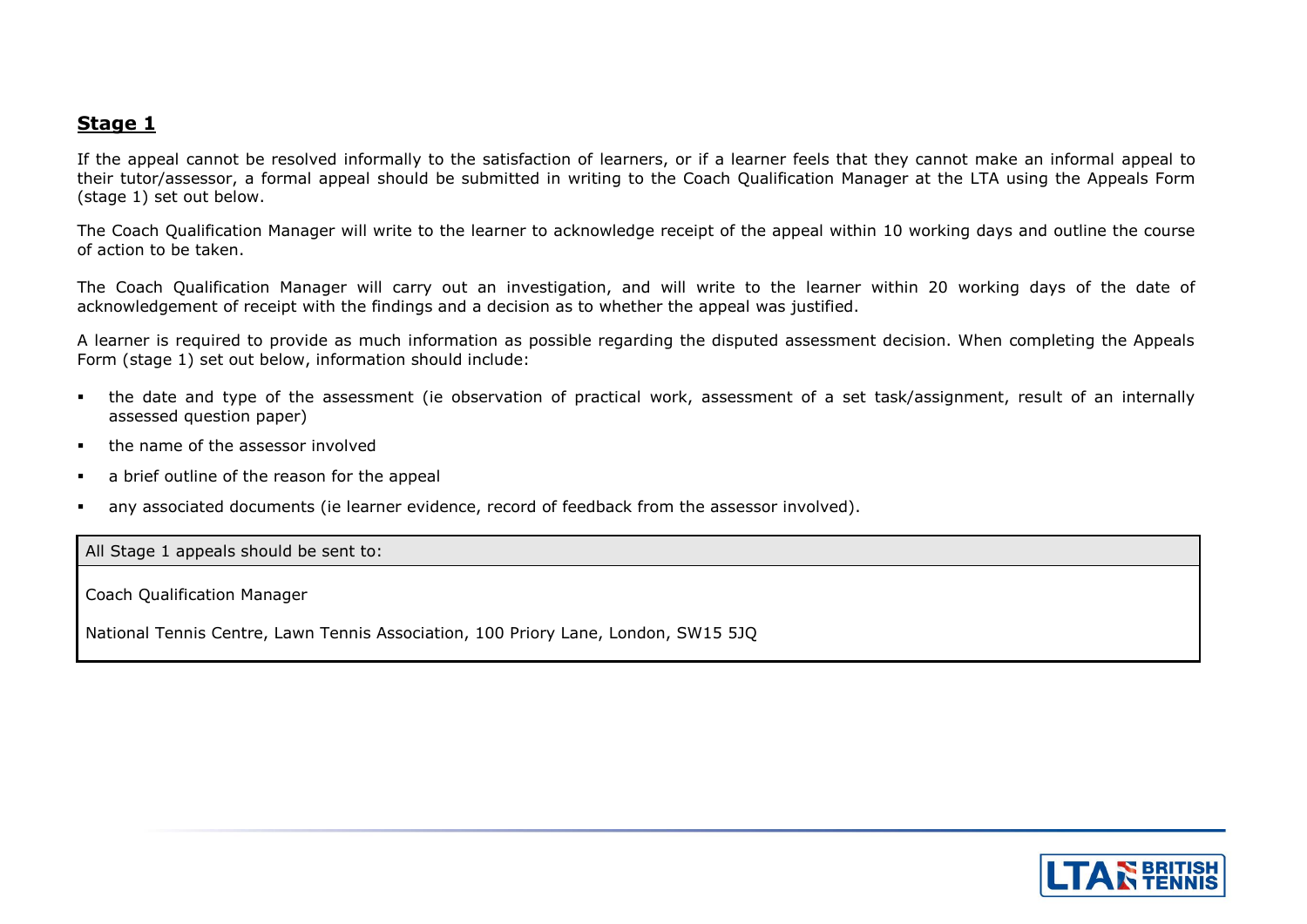## **Stage 1**

If the appeal cannot be resolved informally to the satisfaction of learners, or if a learner feels that they cannot make an informal appeal to their tutor/assessor, a formal appeal should be submitted in writing to the Coach Qualification Manager at the LTA using the Appeals Form (stage 1) set out below.

The Coach Qualification Manager will write to the learner to acknowledge receipt of the appeal within 10 working days and outline the course of action to be taken.

The Coach Qualification Manager will carry out an investigation, and will write to the learner within 20 working days of the date of acknowledgement of receipt with the findings and a decision as to whether the appeal was justified.

A learner is required to provide as much information as possible regarding the disputed assessment decision. When completing the Appeals Form (stage 1) set out below, information should include:

- the date and type of the assessment (ie observation of practical work, assessment of a set task/assignment, result of an internally assessed question paper)
- the name of the assessor involved
- a brief outline of the reason for the appeal
- any associated documents (ie learner evidence, record of feedback from the assessor involved).

| All Stage 1 appeals should be sent to: |
|---|
| Coach Qualification Manager<br><br>National Tennis Centre, Lawn Tennis Association, 100 Priory Lane, London, SW15 5JQ |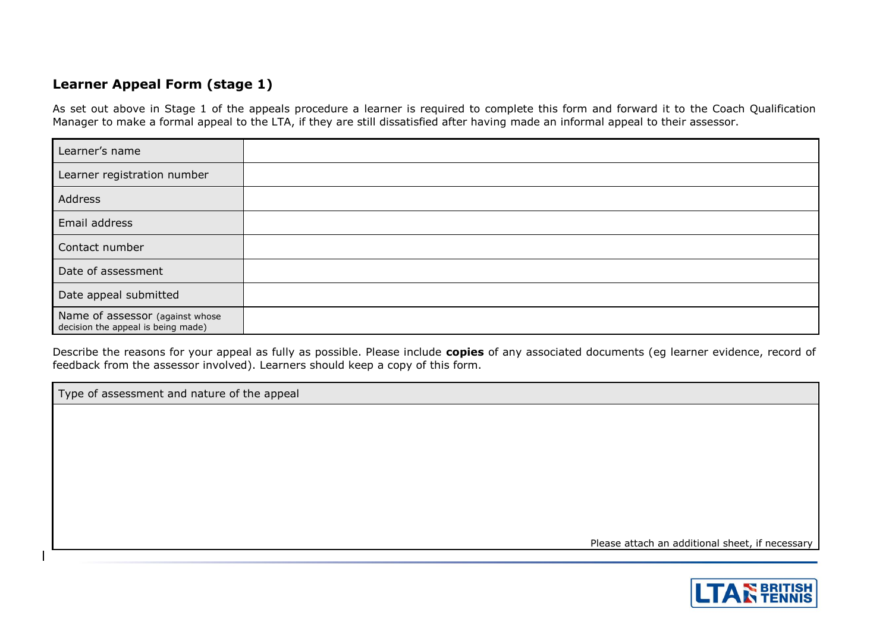### Learner Appeal Form (stage 1)

As set out above in Stage 1 of the appeals procedure a learner is required to complete this form and forward it to the Coach Qualification Manager to make a formal appeal to the LTA, if they are still dissatisfied after having made an informal appeal to their assessor.

| | |
|---|---|
| Learner's name | |
| Learner registration number | |
| Address | |
| Email address | |
| Contact number | |
| Date of assessment | |
| Date appeal submitted | |
| Name of assessor (against whose decision the appeal is being made) | |

Describe the reasons for your appeal as fully as possible. Please include **copies** of any associated documents (eg learner evidence, record of feedback from the assessor involved). Learners should keep a copy of this form.

| Type of assessment and nature of the appeal |
|---|
| Please attach an additional sheet, if necessary |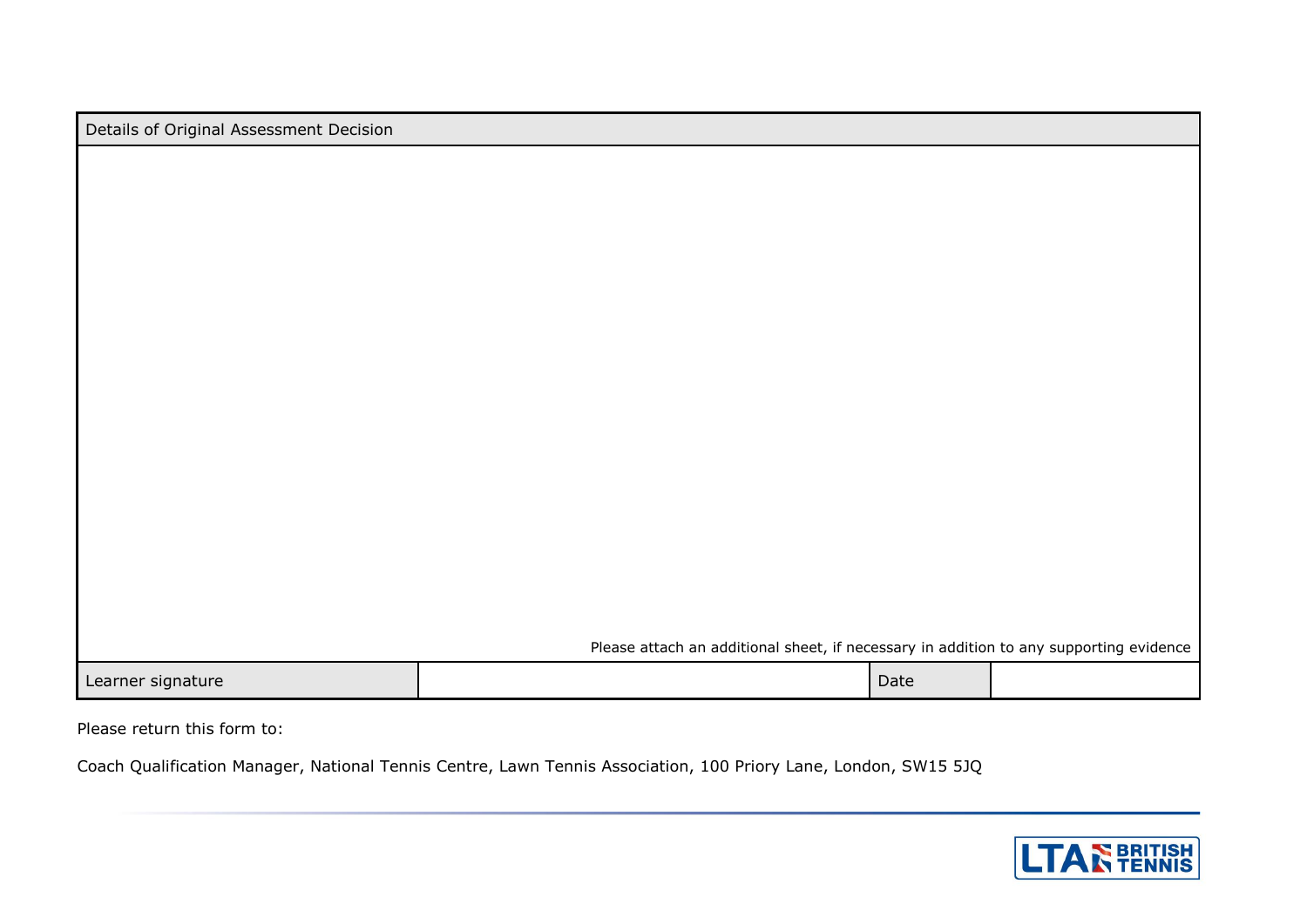| Details of Original Assessment Decision | | | |
| --- | --- | --- | --- |
| Please attach an additional sheet, if necessary in addition to any supporting evidence | | | |
| Learner signature | | Date | |

Please return this form to:

Coach Qualification Manager, National Tennis Centre, Lawn Tennis Association, 100 Priory Lane, London, SW15 5JQ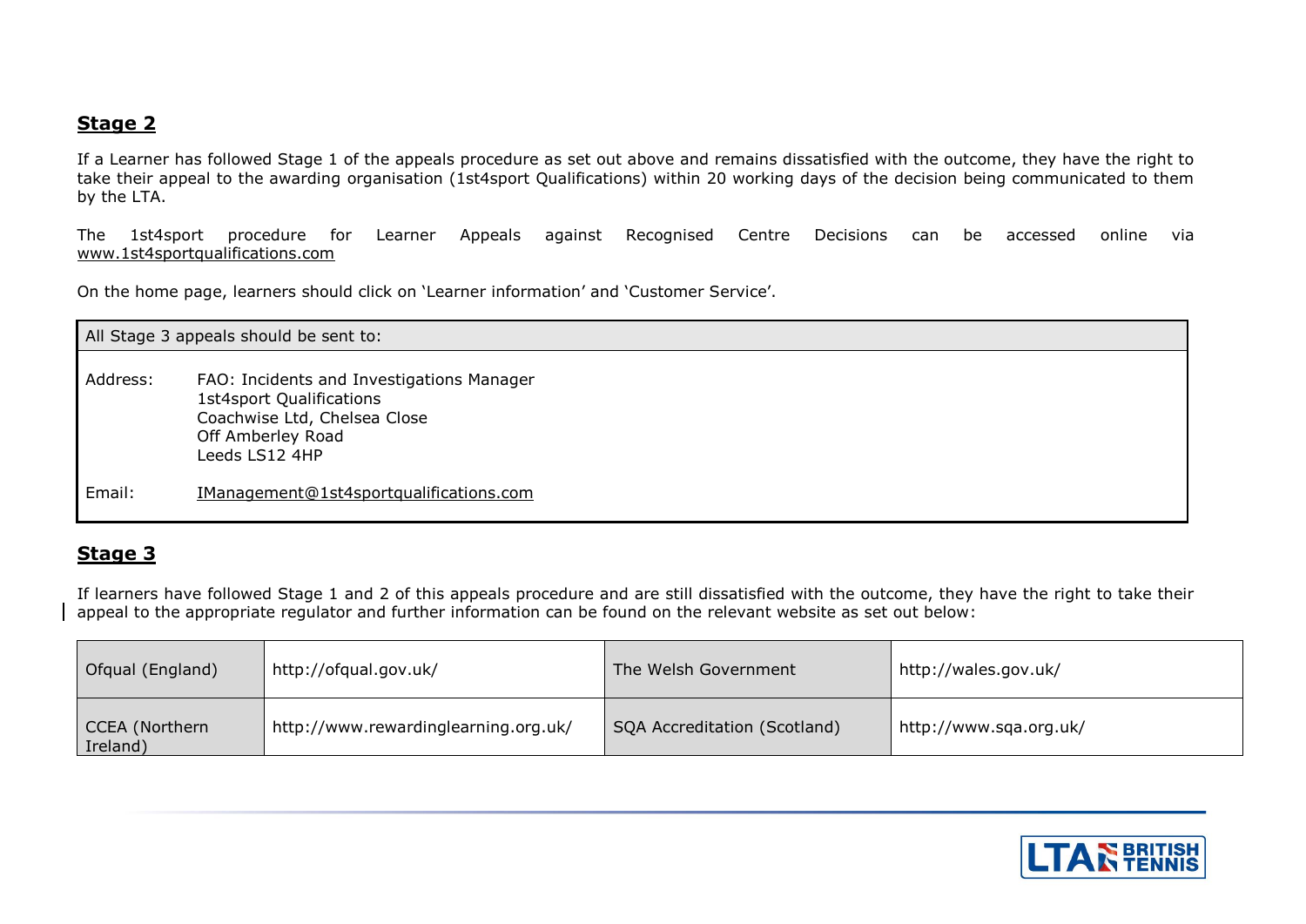## Stage 2

If a Learner has followed Stage 1 of the appeals procedure as set out above and remains dissatisfied with the outcome, they have the right to take their appeal to the awarding organisation (1st4sport Qualifications) within 20 working days of the decision being communicated to them by the LTA.

The 1st4sport procedure for Learner Appeals against Recognised Centre Decisions can be accessed online via www.1st4sportqualifications.com

On the home page, learners should click on 'Learner information' and 'Customer Service'.

| All Stage 3 appeals should be sent to: | |
|---|---|
| Address: | FAO: Incidents and Investigations Manager<br>1st4sport Qualifications<br>Coachwise Ltd, Chelsea Close<br>Off Amberley Road<br>Leeds LS12 4HP |
| Email: | IManagement@1st4sportqualifications.com |

## Stage 3

If learners have followed Stage 1 and 2 of this appeals procedure and are still dissatisfied with the outcome, they have the right to take their appeal to the appropriate regulator and further information can be found on the relevant website as set out below:

| | | | |
|---|---|---|---|
| Ofqual (England) | http://ofqual.gov.uk/ | The Welsh Government | http://wales.gov.uk/ |
| CCEA (Northern Ireland) | http://www.rewardinglearning.org.uk/ | SQA Accreditation (Scotland) | http://www.sqa.org.uk/ |